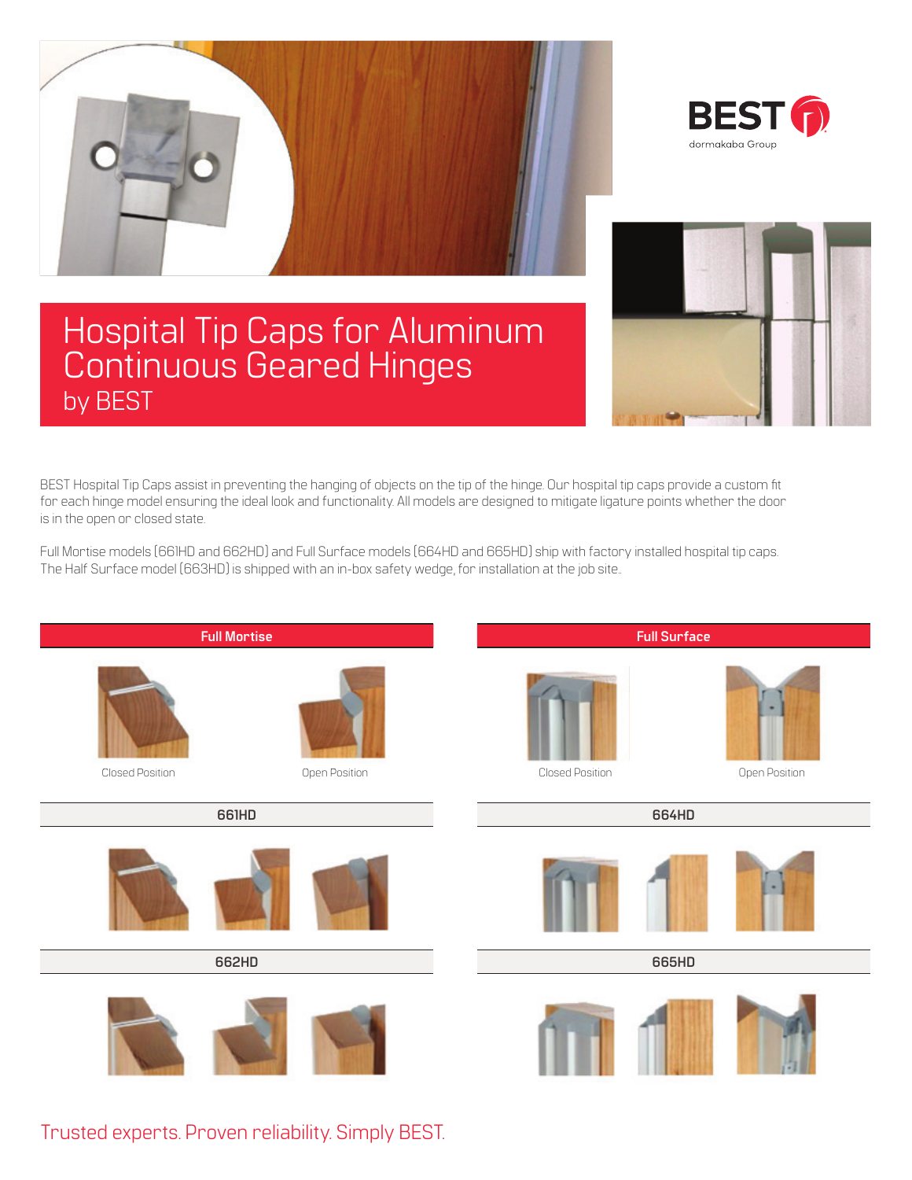# Hospital Tip Caps for Aluminum Continuous Geared Hinges

by BEST

BEST Hospital Tip Caps assist in preventing the hanging of objects on the tip of the hinge. Our hospital tip caps provide a custom fit for each hinge model ensuring the ideal look and functionality. All models are designed to mitigate ligature points whether the door is in the open or closed state.

Full Mortise models (661HD and 662HD) and Full Surface models (664HD and 665HD) ship with factory installed hospital tip caps. The Half Surface model (663HD) is shipped with an in-box safety wedge, for installation at the job site..

## Full Mortise

Closed Position

Open Position

### 661HD

### 662HD

## Full Surface

Closed Position

Open Position

### 664HD

### 665HD

Trusted experts. Proven reliability. Simply BEST.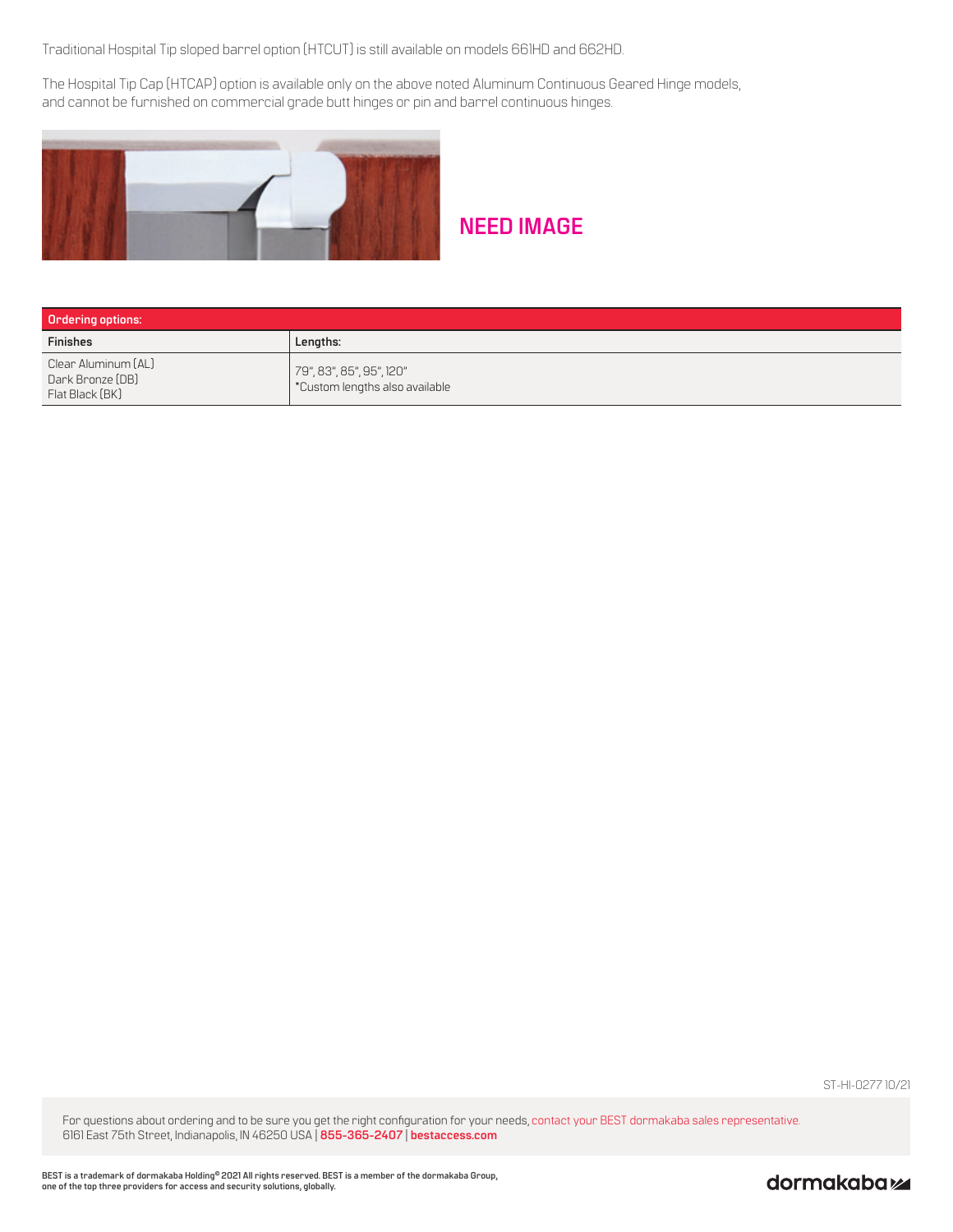Traditional Hospital Tip sloped barrel option (HTCUT) is still available on models 661HD and 662HD.

The Hospital Tip Cap (HTCAP) option is available only on the above noted Aluminum Continuous Geared Hinge models, and cannot be furnished on commercial grade butt hinges or pin and barrel continuous hinges.

NEED IMAGE

| Ordering options: | |
|---|---|
| **Finishes** | **Lengths:** |
| Clear Aluminum (AL)<br>Dark Bronze (DB)<br>Flat Black (BK) | 79", 83", 85", 95", 120"<br>*Custom lengths also available |

ST-HI-0277 10/21

For questions about ordering and to be sure you get the right configuration for your needs, contact your BEST dormakaba sales representative.
6161 East 75th Street, Indianapolis, IN 46250 USA | **855-365-2407** | **bestaccess.com**

**BEST is a trademark of dormakaba Holding® 2021 All rights reserved. BEST is a member of the dormakaba Group, one of the top three providers for access and security solutions, globally.**

dormakaba